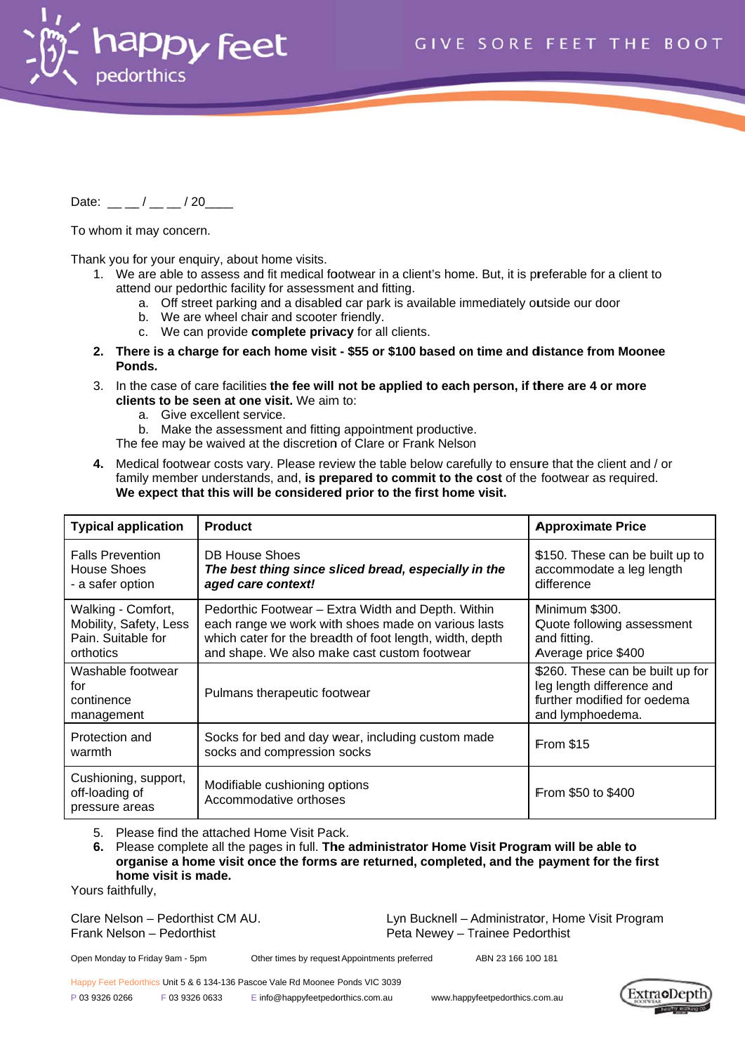happy feet pedorthics

GIVE SORE FEET THE BOOT

Date: __ __ / __ __ / 20____

To whom it may concern.

Thank you for your enquiry, about home visits.

1. We are able to assess and fit medical footwear in a client's home. But, it is preferable for a client to attend our pedorthic facility for assessment and fitting.
   a. Off street parking and a disabled car park is available immediately outside our door
   b. We are wheel chair and scooter friendly.
   c. We can provide **complete privacy** for all clients.
2. **There is a charge for each home visit - $55 or $100 based on time and distance from Moonee Ponds.**
3. In the case of care facilities **the fee will not be applied to each person, if there are 4 or more clients to be seen at one visit.** We aim to:
   a. Give excellent service.
   b. Make the assessment and fitting appointment productive.

   The fee may be waived at the discretion of Clare or Frank Nelson
4. Medical footwear costs vary. Please review the table below carefully to ensure that the client and / or family member understands, and, **is prepared to commit to the cost** of the footwear as required. **We expect that this will be considered prior to the first home visit.**

| Typical application | Product | Approximate Price |
|---|---|---|
| Falls Prevention House Shoes - a safer option | DB House Shoes ***The best thing since sliced bread, especially in the aged care context!*** | $150. These can be built up to accommodate a leg length difference |
| Walking - Comfort, Mobility, Safety, Less Pain. Suitable for orthotics | Pedorthic Footwear – Extra Width and Depth. Within each range we work with shoes made on various lasts which cater for the breadth of foot length, width, depth and shape. We also make cast custom footwear | Minimum $300. Quote following assessment and fitting. Average price $400 |
| Washable footwear for continence management | Pulmans therapeutic footwear | $260. These can be built up for leg length difference and further modified for oedema and lymphoedema. |
| Protection and warmth | Socks for bed and day wear, including custom made socks and compression socks | From $15 |
| Cushioning, support, off-loading of pressure areas | Modifiable cushioning options Accommodative orthoses | From $50 to $400 |

5. Please find the attached Home Visit Pack.
6. Please complete all the pages in full. **The administrator Home Visit Program will be able to organise a home visit once the forms are returned, completed, and the payment for the first home visit is made.**

Yours faithfully,

Clare Nelson – Pedorthist CM AU.
Frank Nelson – Pedorthist

Lyn Bucknell – Administrator, Home Visit Program
Peta Newey – Trainee Pedorthist

Open Monday to Friday 9am - 5pm    Other times by request Appointments preferred    ABN 23 166 100 181

Happy Feet Pedorthics Unit 5 & 6 134-136 Pascoe Vale Rd Moonee Ponds VIC 3039

P 03 9326 0266    F 03 9326 0633    E info@happyfeetpedorthics.com.au    www.happyfeetpedorthics.com.au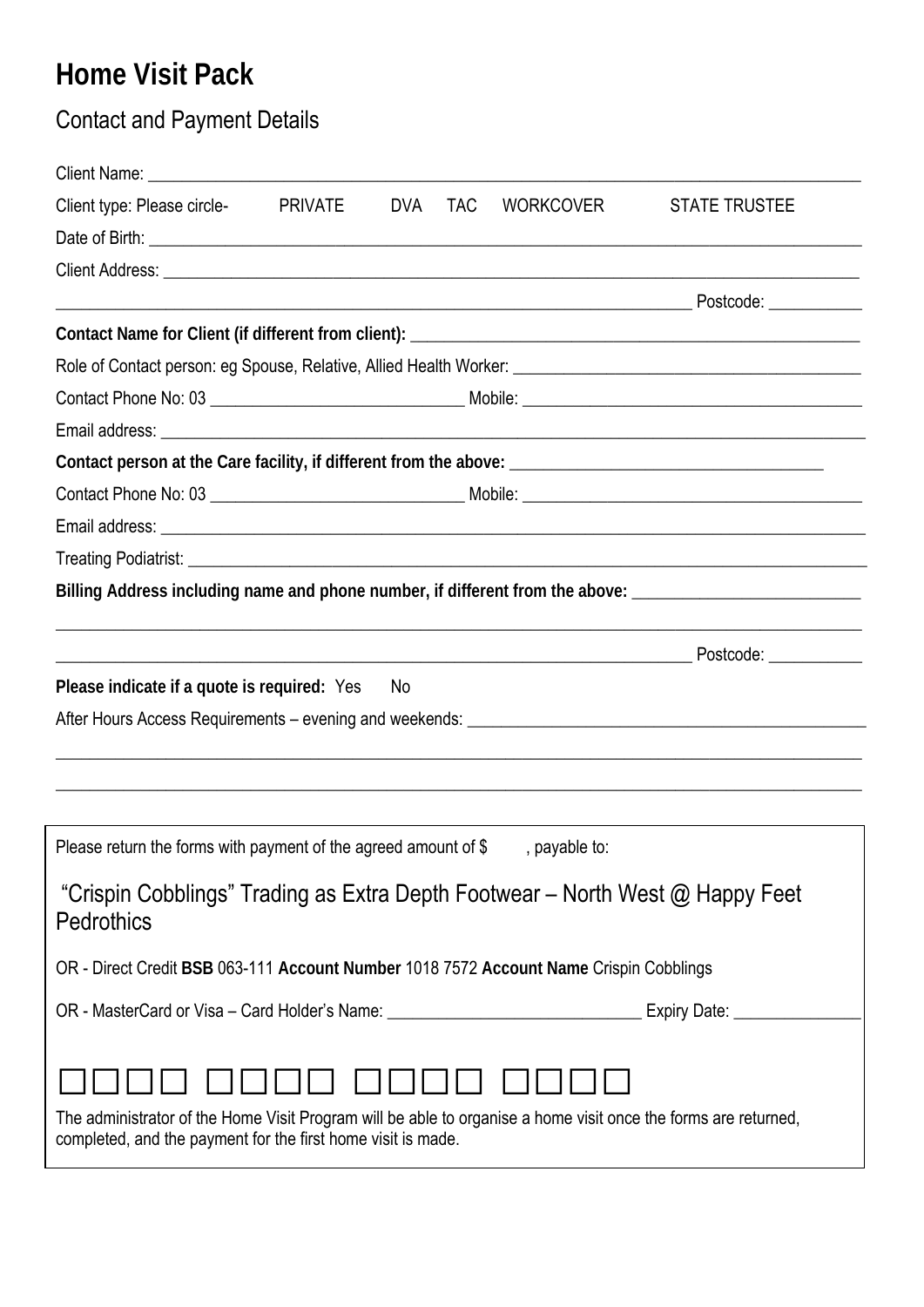# Home Visit Pack

## Contact and Payment Details

Client Name: ______________________________________________________________________________

Client type: Please circle- PRIVATE DVA TAC WORKCOVER STATE TRUSTEE

Date of Birth: ______________________________________________________________________________

Client Address: ____________________________________________________________________________

_____________________________________________________________________ Postcode: ___________

**Contact Name for Client (if different from client):** _____________________________________________

Role of Contact person: eg Spouse, Relative, Allied Health Worker: ______________________________________

Contact Phone No: 03 ____________________________ Mobile: ______________________________________

Email address: ______________________________________________________________________________

**Contact person at the Care facility, if different from the above:** ___________________________________

Contact Phone No: 03 ____________________________ Mobile: ______________________________________

Email address: ______________________________________________________________________________

Treating Podiatrist: ___________________________________________________________________________

**Billing Address including name and phone number, if different from the above:** ___________________________

______________________________________________________________________________________________

_____________________________________________________________________ Postcode: ___________

**Please indicate if a quote is required:** Yes No

After Hours Access Requirements – evening and weekends: ______________________________________________

______________________________________________________________________________________________

______________________________________________________________________________________________

---

Please return the forms with payment of the agreed amount of $ , payable to:

"Crispin Cobblings" Trading as Extra Depth Footwear – North West @ Happy Feet Pedrothics

OR - Direct Credit **BSB** 063-111 **Account Number** 1018 7572 **Account Name** Crispin Cobblings

OR - MasterCard or Visa – Card Holder's Name: ____________________________ Expiry Date: ______________

□□□□ □□□□ □□□□ □□□□

The administrator of the Home Visit Program will be able to organise a home visit once the forms are returned, completed, and the payment for the first home visit is made.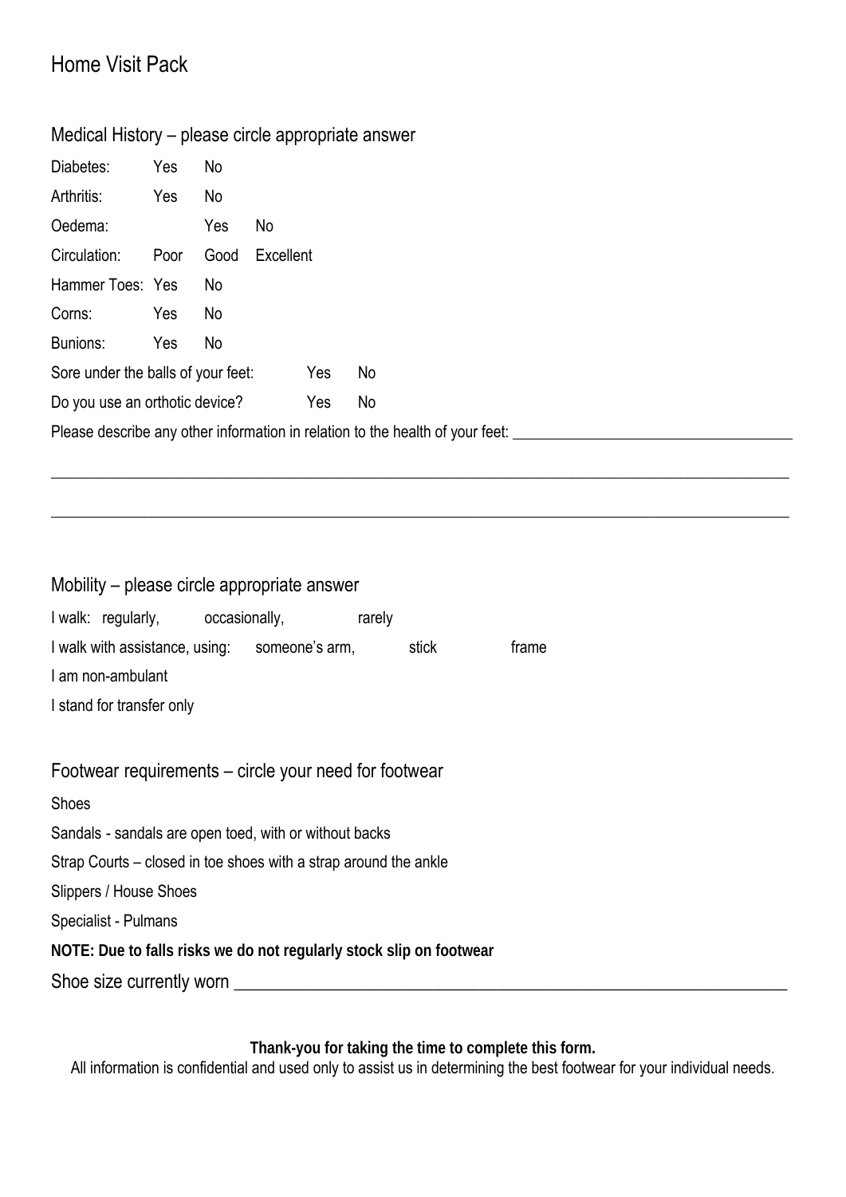# Home Visit Pack

## Medical History – please circle appropriate answer

Diabetes: Yes No

Arthritis: Yes No

Oedema: Yes No

Circulation: Poor Good Excellent

Hammer Toes: Yes No

Corns: Yes No

Bunions: Yes No

Sore under the balls of your feet: Yes No

Do you use an orthotic device? Yes No

Please describe any other information in relation to the health of your feet: ___________________________________

_____________________________________________________________________________________________

_____________________________________________________________________________________________

## Mobility – please circle appropriate answer

I walk: regularly, occasionally, rarely

I walk with assistance, using: someone's arm, stick frame

I am non-ambulant

I stand for transfer only

## Footwear requirements – circle your need for footwear

Shoes

Sandals - sandals are open toed, with or without backs

Strap Courts – closed in toe shoes with a strap around the ankle

Slippers / House Shoes

Specialist - Pulmans

**NOTE: Due to falls risks we do not regularly stock slip on footwear**

Shoe size currently worn ___________________________________________________________________

**Thank-you for taking the time to complete this form.**

All information is confidential and used only to assist us in determining the best footwear for your individual needs.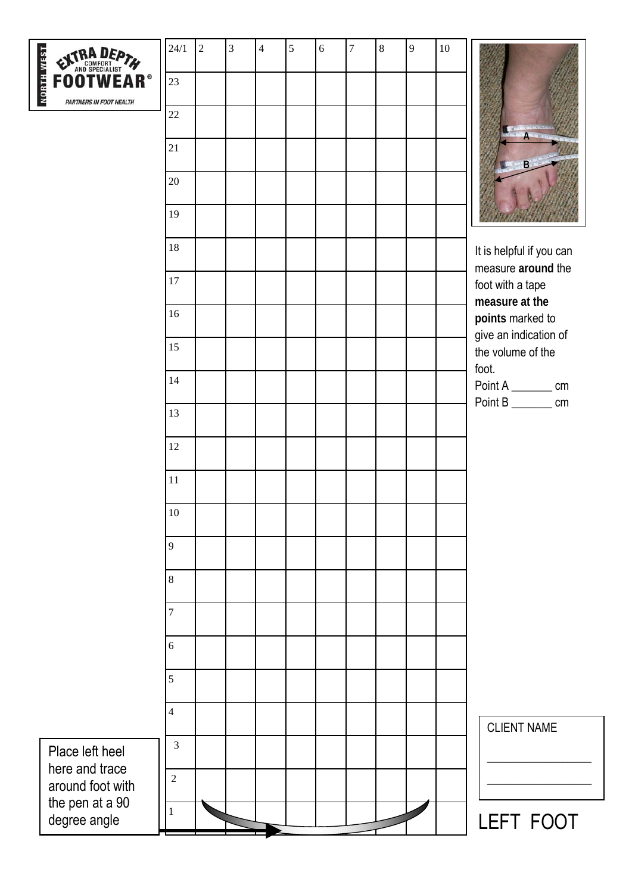**EXTRA DEPTH COMFORT AND SPECIALIST FOOTWEAR®** — NORTH WEST

*PARTNERS IN FOOT HEALTH*

| 24/1 | 2 | 3 | 4 | 5 | 6 | 7 | 8 | 9 | 10 |
|---|---|---|---|---|---|---|---|---|---|
| 23 | | | | | | | | | |
| 22 | | | | | | | | | |
| 21 | | | | | | | | | |
| 20 | | | | | | | | | |
| 19 | | | | | | | | | |
| 18 | | | | | | | | | |
| 17 | | | | | | | | | |
| 16 | | | | | | | | | |
| 15 | | | | | | | | | |
| 14 | | | | | | | | | |
| 13 | | | | | | | | | |
| 12 | | | | | | | | | |
| 11 | | | | | | | | | |
| 10 | | | | | | | | | |
| 9 | | | | | | | | | |
| 8 | | | | | | | | | |
| 7 | | | | | | | | | |
| 6 | | | | | | | | | |
| 5 | | | | | | | | | |
| 4 | | | | | | | | | |
| 3 | | | | | | | | | |
| 2 | | | | | | | | | |
| 1 | | | | | | | | | |

Place left heel here and trace around foot with the pen at a 90 degree angle

It is helpful if you can measure **around** the foot with a tape **measure at the points** marked to give an indication of the volume of the foot.

Point A _______ cm

Point B _______ cm

CLIENT NAME

_________________

_________________

# LEFT FOOT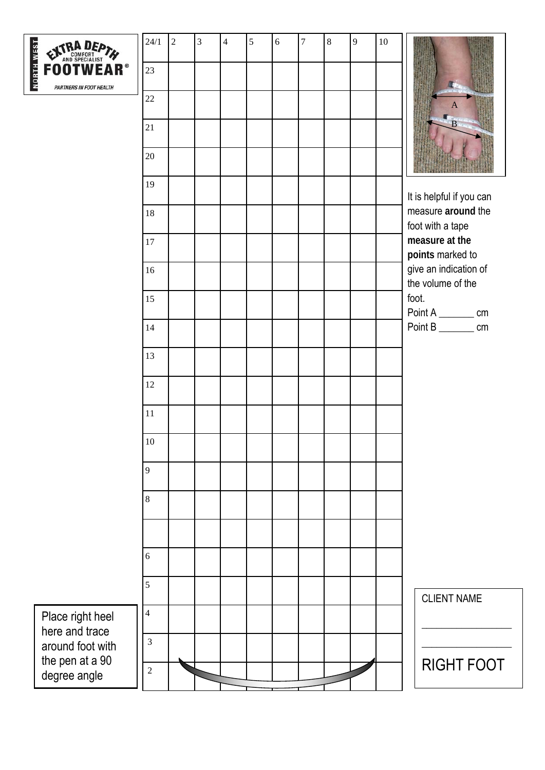NORTH WEST EXTRA DEPTH COMFORT AND SPECIALIST FOOTWEAR®

PARTNERS IN FOOT HEALTH

| | | | | | | | | | |
|---|---|---|---|---|---|---|---|---|---|
| 24/1 | 2 | 3 | 4 | 5 | 6 | 7 | 8 | 9 | 10 |
| 23 | | | | | | | | | |
| 22 | | | | | | | | | |
| 21 | | | | | | | | | |
| 20 | | | | | | | | | |
| 19 | | | | | | | | | |
| 18 | | | | | | | | | |
| 17 | | | | | | | | | |
| 16 | | | | | | | | | |
| 15 | | | | | | | | | |
| 14 | | | | | | | | | |
| 13 | | | | | | | | | |
| 12 | | | | | | | | | |
| 11 | | | | | | | | | |
| 10 | | | | | | | | | |
| 9 | | | | | | | | | |
| 8 | | | | | | | | | |
| | | | | | | | | | |
| 6 | | | | | | | | | |
| 5 | | | | | | | | | |
| 4 | | | | | | | | | |
| 3 | | | | | | | | | |
| 2 | | | | | | | | | |

A

B

It is helpful if you can measure **around** the foot with a tape **measure at the points** marked to give an indication of the volume of the foot.

Point A _______ cm

Point B _______ cm

Place right heel here and trace around foot with the pen at a 90 degree angle

CLIENT NAME

_________________

_________________

RIGHT FOOT